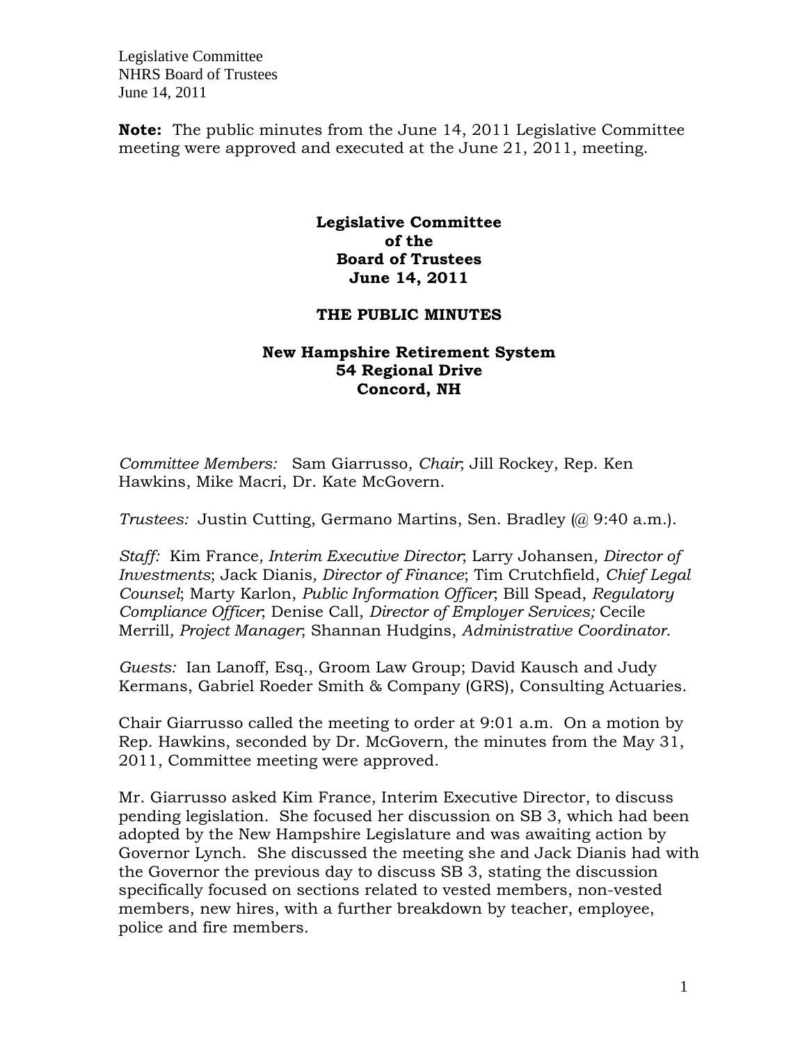Legislative Committee
NHRS Board of Trustees
June 14, 2011

**Note:** The public minutes from the June 14, 2011 Legislative Committee meeting were approved and executed at the June 21, 2011, meeting.

# Legislative Committee of the Board of Trustees June 14, 2011

## THE PUBLIC MINUTES

### New Hampshire Retirement System 54 Regional Drive Concord, NH

*Committee Members:* Sam Giarrusso, *Chair*; Jill Rockey, Rep. Ken Hawkins, Mike Macri, Dr. Kate McGovern.

*Trustees:* Justin Cutting, Germano Martins, Sen. Bradley (@ 9:40 a.m.).

*Staff:* Kim France, *Interim Executive Director*; Larry Johansen, *Director of Investments*; Jack Dianis, *Director of Finance*; Tim Crutchfield, *Chief Legal Counsel*; Marty Karlon, *Public Information Officer*; Bill Spead, *Regulatory Compliance Officer*; Denise Call, *Director of Employer Services;* Cecile Merrill, *Project Manager*; Shannan Hudgins, *Administrative Coordinator*.

*Guests:* Ian Lanoff, Esq., Groom Law Group; David Kausch and Judy Kermans, Gabriel Roeder Smith & Company (GRS), Consulting Actuaries.

Chair Giarrusso called the meeting to order at 9:01 a.m. On a motion by Rep. Hawkins, seconded by Dr. McGovern, the minutes from the May 31, 2011, Committee meeting were approved.

Mr. Giarrusso asked Kim France, Interim Executive Director, to discuss pending legislation. She focused her discussion on SB 3, which had been adopted by the New Hampshire Legislature and was awaiting action by Governor Lynch. She discussed the meeting she and Jack Dianis had with the Governor the previous day to discuss SB 3, stating the discussion specifically focused on sections related to vested members, non-vested members, new hires, with a further breakdown by teacher, employee, police and fire members.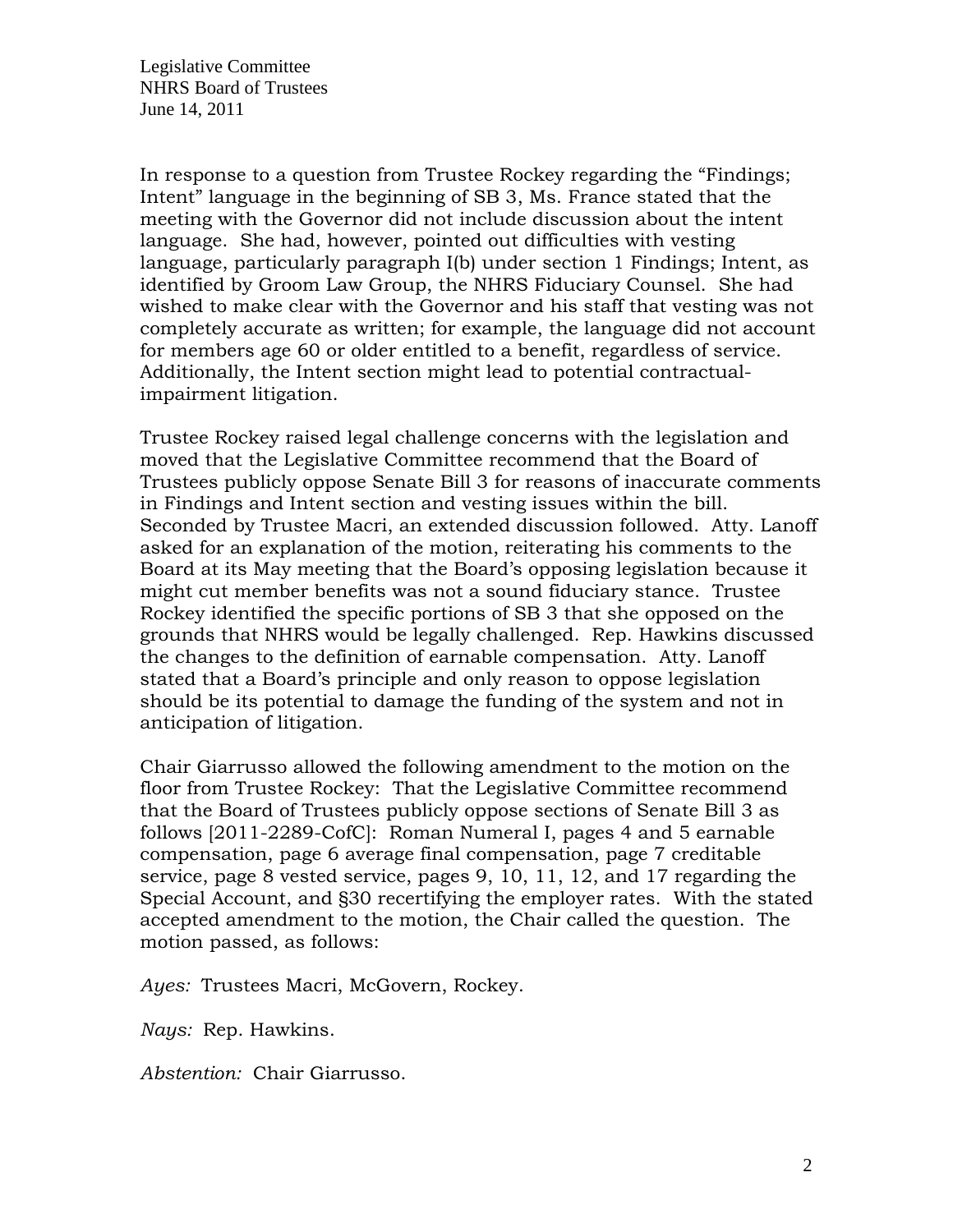In response to a question from Trustee Rockey regarding the "Findings; Intent" language in the beginning of SB 3, Ms. France stated that the meeting with the Governor did not include discussion about the intent language. She had, however, pointed out difficulties with vesting language, particularly paragraph I(b) under section 1 Findings; Intent, as identified by Groom Law Group, the NHRS Fiduciary Counsel. She had wished to make clear with the Governor and his staff that vesting was not completely accurate as written; for example, the language did not account for members age 60 or older entitled to a benefit, regardless of service. Additionally, the Intent section might lead to potential contractual-impairment litigation.

Trustee Rockey raised legal challenge concerns with the legislation and moved that the Legislative Committee recommend that the Board of Trustees publicly oppose Senate Bill 3 for reasons of inaccurate comments in Findings and Intent section and vesting issues within the bill. Seconded by Trustee Macri, an extended discussion followed. Atty. Lanoff asked for an explanation of the motion, reiterating his comments to the Board at its May meeting that the Board's opposing legislation because it might cut member benefits was not a sound fiduciary stance. Trustee Rockey identified the specific portions of SB 3 that she opposed on the grounds that NHRS would be legally challenged. Rep. Hawkins discussed the changes to the definition of earnable compensation. Atty. Lanoff stated that a Board's principle and only reason to oppose legislation should be its potential to damage the funding of the system and not in anticipation of litigation.

Chair Giarrusso allowed the following amendment to the motion on the floor from Trustee Rockey: That the Legislative Committee recommend that the Board of Trustees publicly oppose sections of Senate Bill 3 as follows [2011-2289-CofC]: Roman Numeral I, pages 4 and 5 earnable compensation, page 6 average final compensation, page 7 creditable service, page 8 vested service, pages 9, 10, 11, 12, and 17 regarding the Special Account, and §30 recertifying the employer rates. With the stated accepted amendment to the motion, the Chair called the question. The motion passed, as follows:

*Ayes:* Trustees Macri, McGovern, Rockey.

*Nays:* Rep. Hawkins.

*Abstention:* Chair Giarrusso.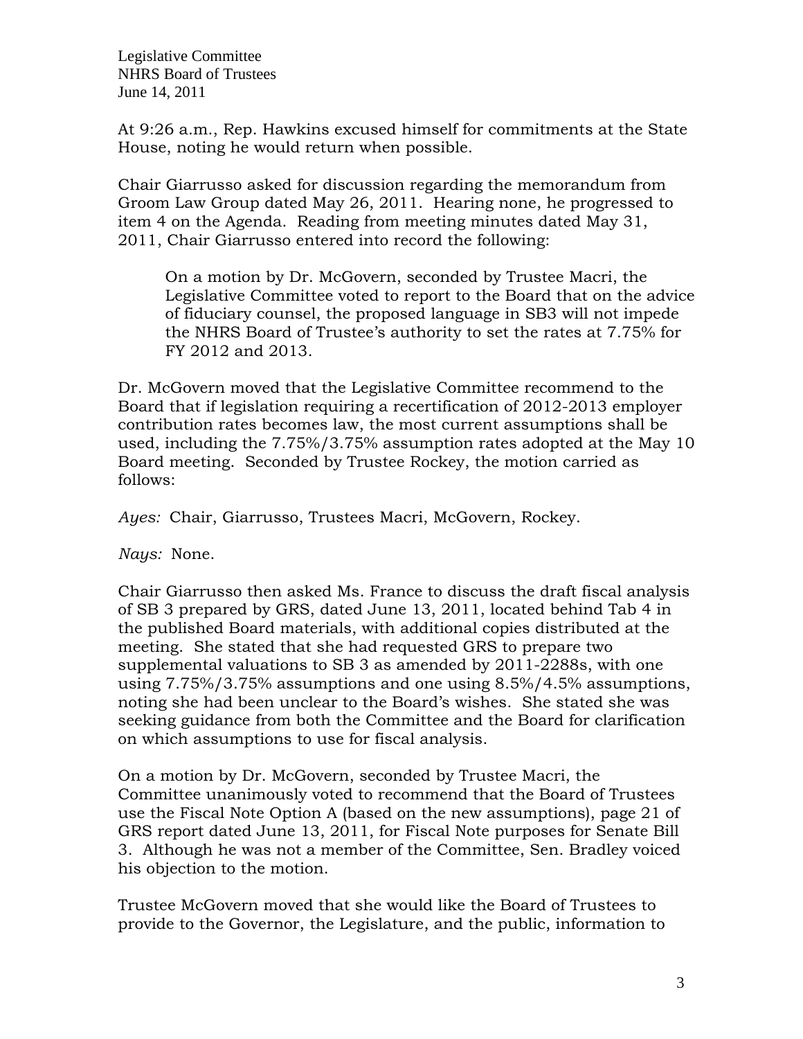At 9:26 a.m., Rep. Hawkins excused himself for commitments at the State House, noting he would return when possible.

Chair Giarrusso asked for discussion regarding the memorandum from Groom Law Group dated May 26, 2011. Hearing none, he progressed to item 4 on the Agenda. Reading from meeting minutes dated May 31, 2011, Chair Giarrusso entered into record the following:

> On a motion by Dr. McGovern, seconded by Trustee Macri, the Legislative Committee voted to report to the Board that on the advice of fiduciary counsel, the proposed language in SB3 will not impede the NHRS Board of Trustee's authority to set the rates at 7.75% for FY 2012 and 2013.

Dr. McGovern moved that the Legislative Committee recommend to the Board that if legislation requiring a recertification of 2012-2013 employer contribution rates becomes law, the most current assumptions shall be used, including the 7.75%/3.75% assumption rates adopted at the May 10 Board meeting. Seconded by Trustee Rockey, the motion carried as follows:

*Ayes:* Chair, Giarrusso, Trustees Macri, McGovern, Rockey.

*Nays:* None.

Chair Giarrusso then asked Ms. France to discuss the draft fiscal analysis of SB 3 prepared by GRS, dated June 13, 2011, located behind Tab 4 in the published Board materials, with additional copies distributed at the meeting. She stated that she had requested GRS to prepare two supplemental valuations to SB 3 as amended by 2011-2288s, with one using 7.75%/3.75% assumptions and one using 8.5%/4.5% assumptions, noting she had been unclear to the Board's wishes. She stated she was seeking guidance from both the Committee and the Board for clarification on which assumptions to use for fiscal analysis.

On a motion by Dr. McGovern, seconded by Trustee Macri, the Committee unanimously voted to recommend that the Board of Trustees use the Fiscal Note Option A (based on the new assumptions), page 21 of GRS report dated June 13, 2011, for Fiscal Note purposes for Senate Bill 3. Although he was not a member of the Committee, Sen. Bradley voiced his objection to the motion.

Trustee McGovern moved that she would like the Board of Trustees to provide to the Governor, the Legislature, and the public, information to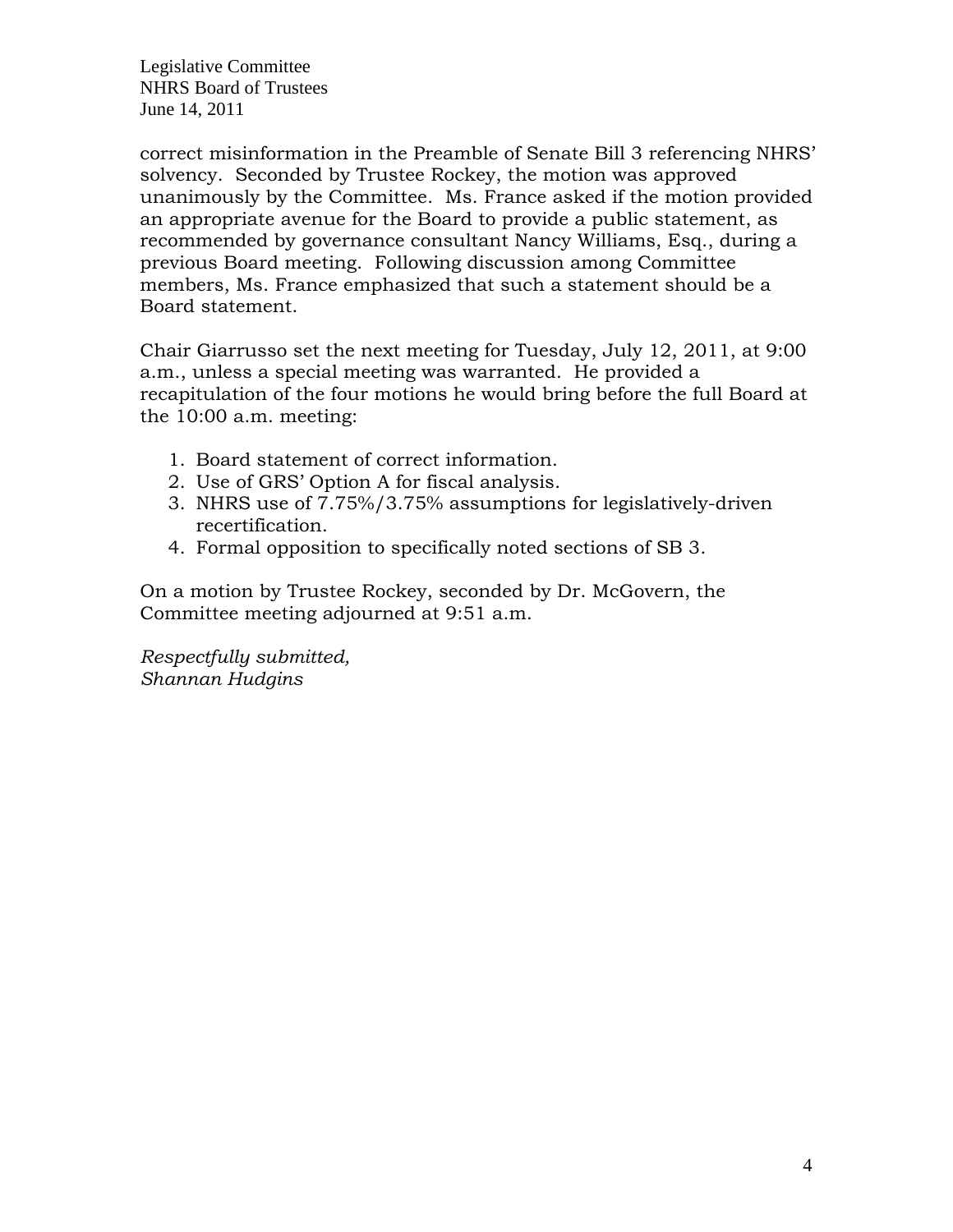correct misinformation in the Preamble of Senate Bill 3 referencing NHRS' solvency. Seconded by Trustee Rockey, the motion was approved unanimously by the Committee. Ms. France asked if the motion provided an appropriate avenue for the Board to provide a public statement, as recommended by governance consultant Nancy Williams, Esq., during a previous Board meeting. Following discussion among Committee members, Ms. France emphasized that such a statement should be a Board statement.

Chair Giarrusso set the next meeting for Tuesday, July 12, 2011, at 9:00 a.m., unless a special meeting was warranted. He provided a recapitulation of the four motions he would bring before the full Board at the 10:00 a.m. meeting:

1. Board statement of correct information.
2. Use of GRS' Option A for fiscal analysis.
3. NHRS use of 7.75%/3.75% assumptions for legislatively-driven recertification.
4. Formal opposition to specifically noted sections of SB 3.

On a motion by Trustee Rockey, seconded by Dr. McGovern, the Committee meeting adjourned at 9:51 a.m.

*Respectfully submitted,*
*Shannan Hudgins*